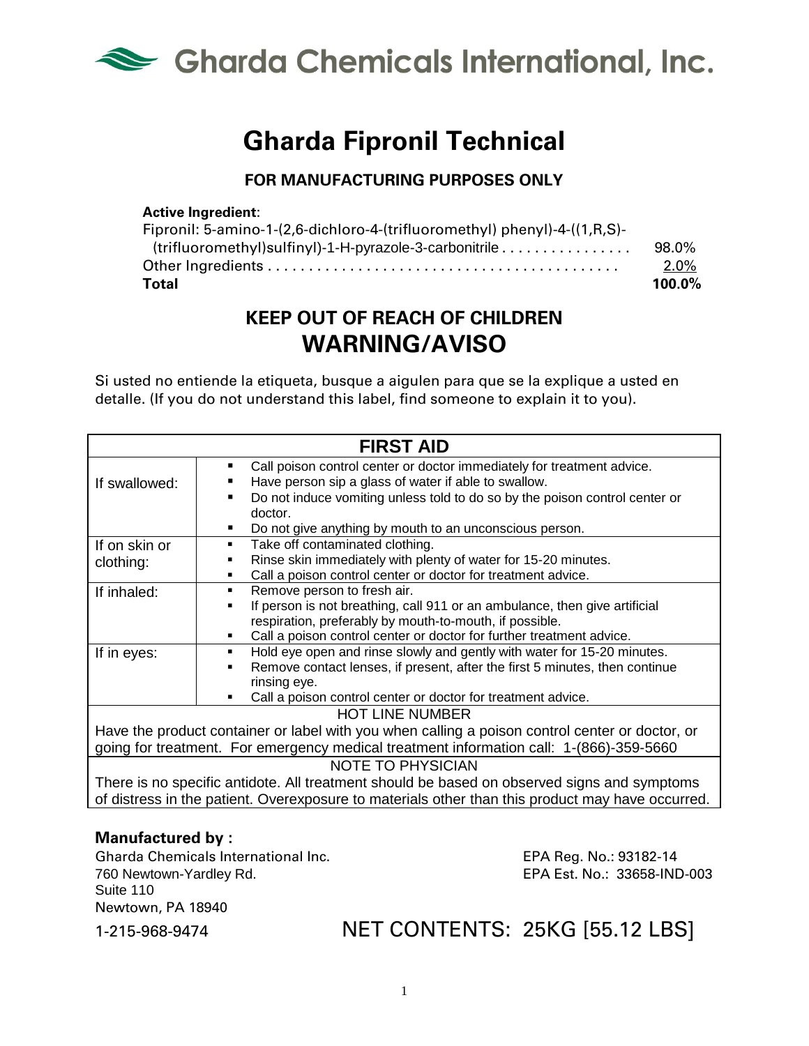# Gharda Chemicals International, Inc.

# Gharda Fipronil Technical

**FOR MANUFACTURING PURPOSES ONLY**

**Active Ingredient**:

| | |
|---|---|
| Fipronil: 5-amino-1-(2,6-dichloro-4-(trifluoromethyl) phenyl)-4-((1,R,S)-(trifluoromethyl)sulfinyl)-1-H-pyrazole-3-carbonitrile | 98.0% |
| Other Ingredients | 2.0% |
| **Total** | **100.0%** |

## KEEP OUT OF REACH OF CHILDREN

## WARNING/AVISO

Si usted no entiende la etiqueta, busque a aigulen para que se la explique a usted en detalle. (If you do not understand this label, find someone to explain it to you).

| FIRST AID | |
|---|---|
| If swallowed: | ▪ Call poison control center or doctor immediately for treatment advice.<br>▪ Have person sip a glass of water if able to swallow.<br>▪ Do not induce vomiting unless told to do so by the poison control center or doctor.<br>▪ Do not give anything by mouth to an unconscious person. |
| If on skin or clothing: | ▪ Take off contaminated clothing.<br>▪ Rinse skin immediately with plenty of water for 15-20 minutes.<br>▪ Call a poison control center or doctor for treatment advice. |
| If inhaled: | ▪ Remove person to fresh air.<br>▪ If person is not breathing, call 911 or an ambulance, then give artificial respiration, preferably by mouth-to-mouth, if possible.<br>▪ Call a poison control center or doctor for further treatment advice. |
| If in eyes: | ▪ Hold eye open and rinse slowly and gently with water for 15-20 minutes.<br>▪ Remove contact lenses, if present, after the first 5 minutes, then continue rinsing eye.<br>▪ Call a poison control center or doctor for treatment advice. |
| HOT LINE NUMBER<br>Have the product container or label with you when calling a poison control center or doctor, or going for treatment. For emergency medical treatment information call: 1-(866)-359-5660 | |
| NOTE TO PHYSICIAN<br>There is no specific antidote. All treatment should be based on observed signs and symptoms of distress in the patient. Overexposure to materials other than this product may have occurred. | |

**Manufactured by :**

Gharda Chemicals International Inc.
760 Newtown-Yardley Rd.
Suite 110
Newtown, PA 18940
1-215-968-9474

EPA Reg. No.: 93182-14
EPA Est. No.: 33658-IND-003

NET CONTENTS: 25KG [55.12 LBS]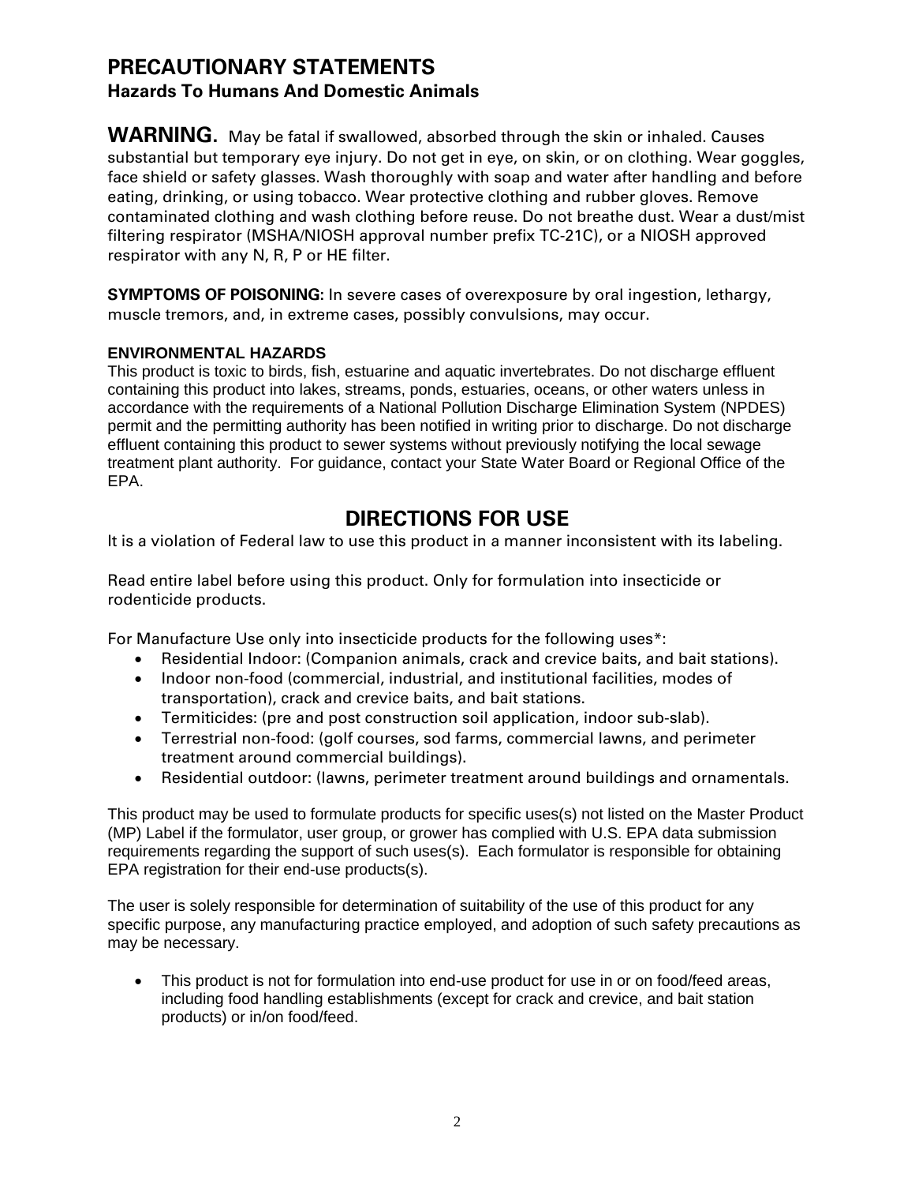# PRECAUTIONARY STATEMENTS

## Hazards To Humans And Domestic Animals

**WARNING.** May be fatal if swallowed, absorbed through the skin or inhaled. Causes substantial but temporary eye injury. Do not get in eye, on skin, or on clothing. Wear goggles, face shield or safety glasses. Wash thoroughly with soap and water after handling and before eating, drinking, or using tobacco. Wear protective clothing and rubber gloves. Remove contaminated clothing and wash clothing before reuse. Do not breathe dust. Wear a dust/mist filtering respirator (MSHA/NIOSH approval number prefix TC-21C), or a NIOSH approved respirator with any N, R, P or HE filter.

**SYMPTOMS OF POISONING:** In severe cases of overexposure by oral ingestion, lethargy, muscle tremors, and, in extreme cases, possibly convulsions, may occur.

**ENVIRONMENTAL HAZARDS**

This product is toxic to birds, fish, estuarine and aquatic invertebrates. Do not discharge effluent containing this product into lakes, streams, ponds, estuaries, oceans, or other waters unless in accordance with the requirements of a National Pollution Discharge Elimination System (NPDES) permit and the permitting authority has been notified in writing prior to discharge. Do not discharge effluent containing this product to sewer systems without previously notifying the local sewage treatment plant authority. For guidance, contact your State Water Board or Regional Office of the EPA.

# DIRECTIONS FOR USE

It is a violation of Federal law to use this product in a manner inconsistent with its labeling.

Read entire label before using this product. Only for formulation into insecticide or rodenticide products.

For Manufacture Use only into insecticide products for the following uses*:

- Residential Indoor: (Companion animals, crack and crevice baits, and bait stations).
- Indoor non-food (commercial, industrial, and institutional facilities, modes of transportation), crack and crevice baits, and bait stations.
- Termiticides: (pre and post construction soil application, indoor sub-slab).
- Terrestrial non-food: (golf courses, sod farms, commercial lawns, and perimeter treatment around commercial buildings).
- Residential outdoor: (lawns, perimeter treatment around buildings and ornamentals.

This product may be used to formulate products for specific uses(s) not listed on the Master Product (MP) Label if the formulator, user group, or grower has complied with U.S. EPA data submission requirements regarding the support of such uses(s). Each formulator is responsible for obtaining EPA registration for their end-use products(s).

The user is solely responsible for determination of suitability of the use of this product for any specific purpose, any manufacturing practice employed, and adoption of such safety precautions as may be necessary.

- This product is not for formulation into end-use product for use in or on food/feed areas, including food handling establishments (except for crack and crevice, and bait station products) or in/on food/feed.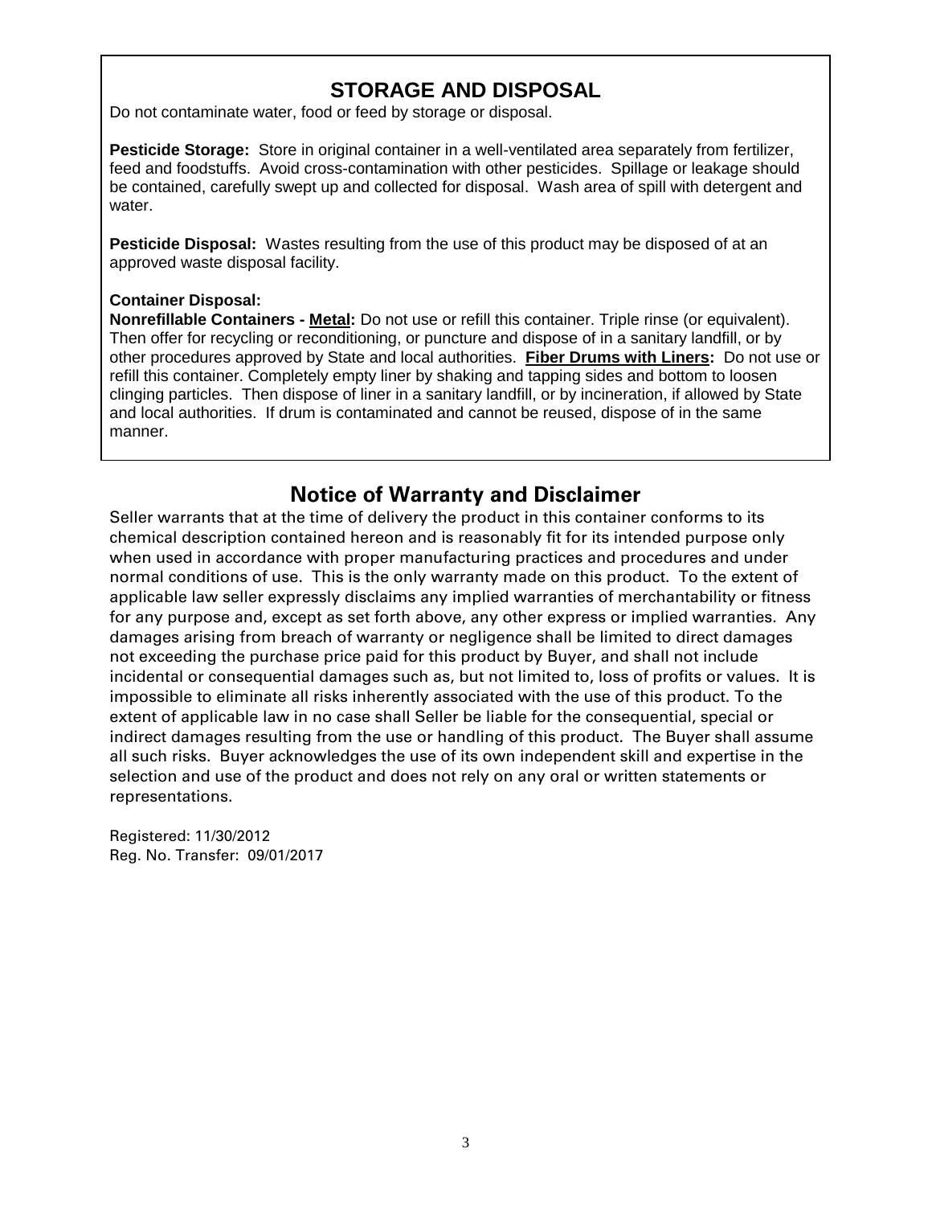## STORAGE AND DISPOSAL

Do not contaminate water, food or feed by storage or disposal.

**Pesticide Storage:** Store in original container in a well-ventilated area separately from fertilizer, feed and foodstuffs. Avoid cross-contamination with other pesticides. Spillage or leakage should be contained, carefully swept up and collected for disposal. Wash area of spill with detergent and water.

**Pesticide Disposal:** Wastes resulting from the use of this product may be disposed of at an approved waste disposal facility.

**Container Disposal:**
**Nonrefillable Containers - <u>Metal</u>:** Do not use or refill this container. Triple rinse (or equivalent). Then offer for recycling or reconditioning, or puncture and dispose of in a sanitary landfill, or by other procedures approved by State and local authorities. **<u>Fiber Drums with Liners</u>:** Do not use or refill this container. Completely empty liner by shaking and tapping sides and bottom to loosen clinging particles. Then dispose of liner in a sanitary landfill, or by incineration, if allowed by State and local authorities. If drum is contaminated and cannot be reused, dispose of in the same manner.

## Notice of Warranty and Disclaimer

Seller warrants that at the time of delivery the product in this container conforms to its chemical description contained hereon and is reasonably fit for its intended purpose only when used in accordance with proper manufacturing practices and procedures and under normal conditions of use. This is the only warranty made on this product. To the extent of applicable law seller expressly disclaims any implied warranties of merchantability or fitness for any purpose and, except as set forth above, any other express or implied warranties. Any damages arising from breach of warranty or negligence shall be limited to direct damages not exceeding the purchase price paid for this product by Buyer, and shall not include incidental or consequential damages such as, but not limited to, loss of profits or values. It is impossible to eliminate all risks inherently associated with the use of this product. To the extent of applicable law in no case shall Seller be liable for the consequential, special or indirect damages resulting from the use or handling of this product. The Buyer shall assume all such risks. Buyer acknowledges the use of its own independent skill and expertise in the selection and use of the product and does not rely on any oral or written statements or representations.

Registered: 11/30/2012
Reg. No. Transfer: 09/01/2017